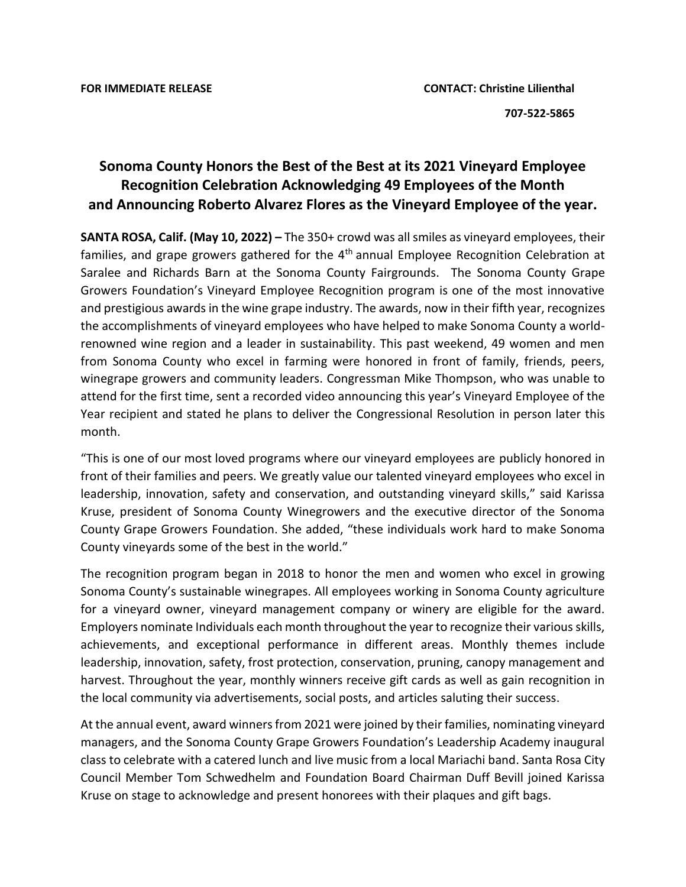**FOR IMMEDIATE RELEASE** **CONTACT: Christine Lilienthal**

**707-522-5865**

# Sonoma County Honors the Best of the Best at its 2021 Vineyard Employee Recognition Celebration Acknowledging 49 Employees of the Month and Announcing Roberto Alvarez Flores as the Vineyard Employee of the year.

**SANTA ROSA, Calif. (May 10, 2022) –** The 350+ crowd was all smiles as vineyard employees, their families, and grape growers gathered for the 4th annual Employee Recognition Celebration at Saralee and Richards Barn at the Sonoma County Fairgrounds. The Sonoma County Grape Growers Foundation's Vineyard Employee Recognition program is one of the most innovative and prestigious awards in the wine grape industry. The awards, now in their fifth year, recognizes the accomplishments of vineyard employees who have helped to make Sonoma County a world-renowned wine region and a leader in sustainability. This past weekend, 49 women and men from Sonoma County who excel in farming were honored in front of family, friends, peers, winegrape growers and community leaders. Congressman Mike Thompson, who was unable to attend for the first time, sent a recorded video announcing this year's Vineyard Employee of the Year recipient and stated he plans to deliver the Congressional Resolution in person later this month.

"This is one of our most loved programs where our vineyard employees are publicly honored in front of their families and peers. We greatly value our talented vineyard employees who excel in leadership, innovation, safety and conservation, and outstanding vineyard skills," said Karissa Kruse, president of Sonoma County Winegrowers and the executive director of the Sonoma County Grape Growers Foundation. She added, "these individuals work hard to make Sonoma County vineyards some of the best in the world."

The recognition program began in 2018 to honor the men and women who excel in growing Sonoma County's sustainable winegrapes. All employees working in Sonoma County agriculture for a vineyard owner, vineyard management company or winery are eligible for the award. Employers nominate Individuals each month throughout the year to recognize their various skills, achievements, and exceptional performance in different areas. Monthly themes include leadership, innovation, safety, frost protection, conservation, pruning, canopy management and harvest. Throughout the year, monthly winners receive gift cards as well as gain recognition in the local community via advertisements, social posts, and articles saluting their success.

At the annual event, award winners from 2021 were joined by their families, nominating vineyard managers, and the Sonoma County Grape Growers Foundation's Leadership Academy inaugural class to celebrate with a catered lunch and live music from a local Mariachi band. Santa Rosa City Council Member Tom Schwedhelm and Foundation Board Chairman Duff Bevill joined Karissa Kruse on stage to acknowledge and present honorees with their plaques and gift bags.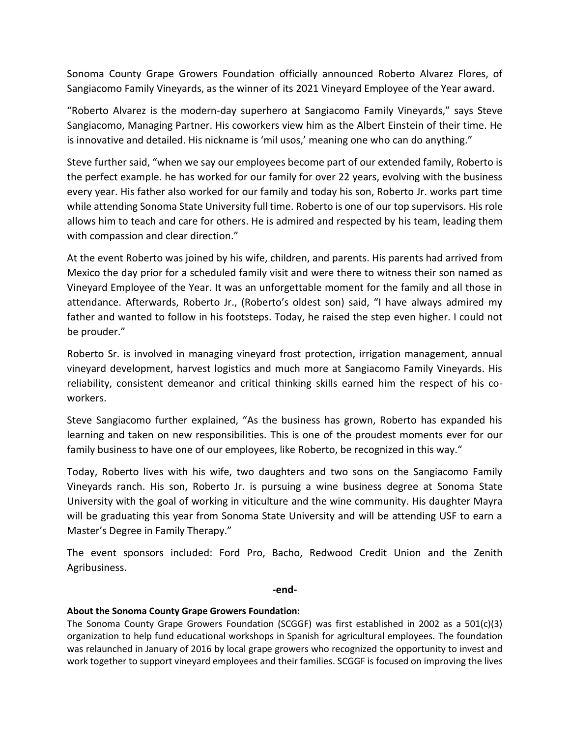Sonoma County Grape Growers Foundation officially announced Roberto Alvarez Flores, of Sangiacomo Family Vineyards, as the winner of its 2021 Vineyard Employee of the Year award.

"Roberto Alvarez is the modern-day superhero at Sangiacomo Family Vineyards," says Steve Sangiacomo, Managing Partner. His coworkers view him as the Albert Einstein of their time. He is innovative and detailed. His nickname is 'mil usos,' meaning one who can do anything."

Steve further said, "when we say our employees become part of our extended family, Roberto is the perfect example. he has worked for our family for over 22 years, evolving with the business every year. His father also worked for our family and today his son, Roberto Jr. works part time while attending Sonoma State University full time. Roberto is one of our top supervisors. His role allows him to teach and care for others. He is admired and respected by his team, leading them with compassion and clear direction."

At the event Roberto was joined by his wife, children, and parents. His parents had arrived from Mexico the day prior for a scheduled family visit and were there to witness their son named as Vineyard Employee of the Year. It was an unforgettable moment for the family and all those in attendance. Afterwards, Roberto Jr., (Roberto's oldest son) said, "I have always admired my father and wanted to follow in his footsteps. Today, he raised the step even higher. I could not be prouder."

Roberto Sr. is involved in managing vineyard frost protection, irrigation management, annual vineyard development, harvest logistics and much more at Sangiacomo Family Vineyards. His reliability, consistent demeanor and critical thinking skills earned him the respect of his co-workers.

Steve Sangiacomo further explained, "As the business has grown, Roberto has expanded his learning and taken on new responsibilities. This is one of the proudest moments ever for our family business to have one of our employees, like Roberto, be recognized in this way."

Today, Roberto lives with his wife, two daughters and two sons on the Sangiacomo Family Vineyards ranch. His son, Roberto Jr. is pursuing a wine business degree at Sonoma State University with the goal of working in viticulture and the wine community. His daughter Mayra will be graduating this year from Sonoma State University and will be attending USF to earn a Master's Degree in Family Therapy."

The event sponsors included: Ford Pro, Bacho, Redwood Credit Union and the Zenith Agribusiness.

**-end-**

**About the Sonoma County Grape Growers Foundation:**

The Sonoma County Grape Growers Foundation (SCGGF) was first established in 2002 as a 501(c)(3) organization to help fund educational workshops in Spanish for agricultural employees. The foundation was relaunched in January of 2016 by local grape growers who recognized the opportunity to invest and work together to support vineyard employees and their families. SCGGF is focused on improving the lives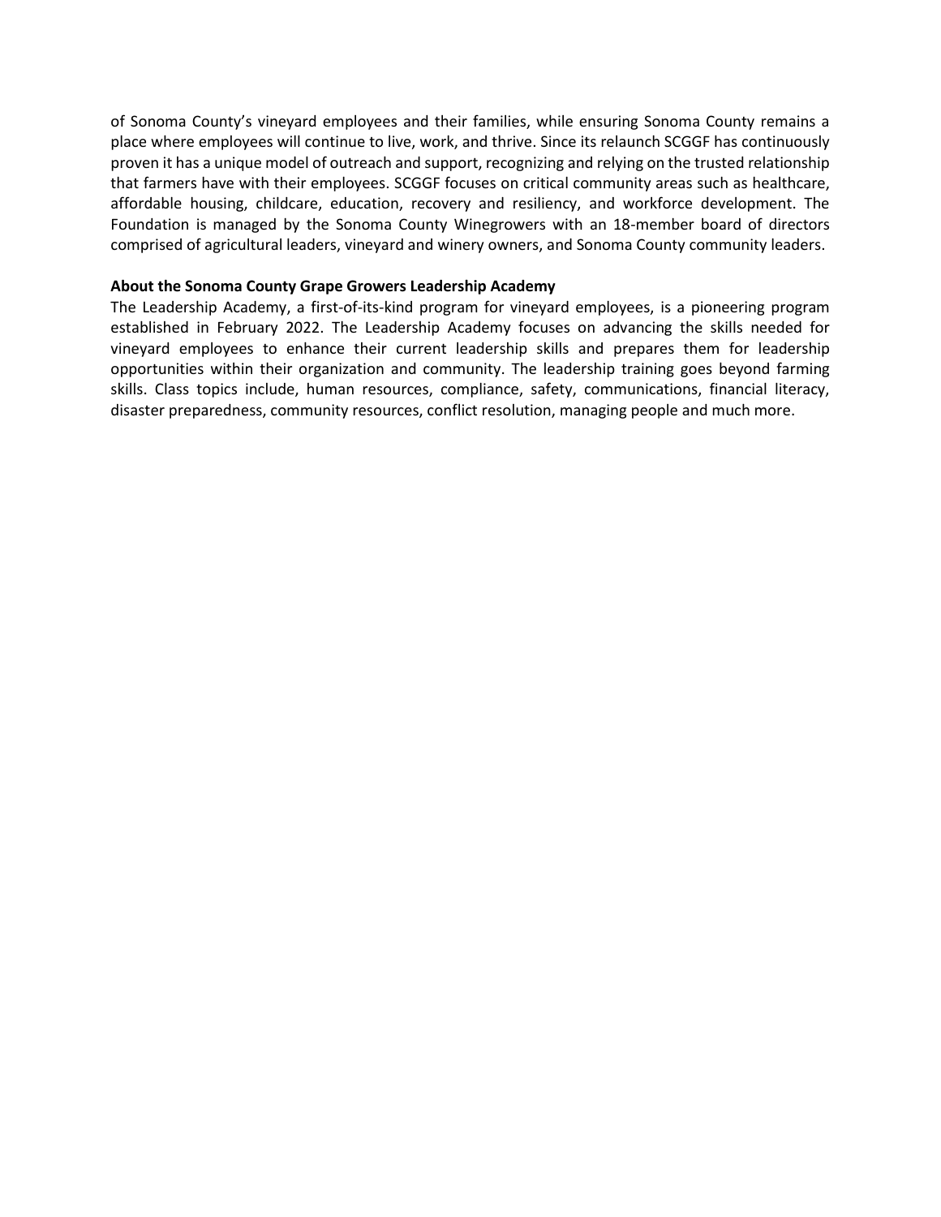of Sonoma County's vineyard employees and their families, while ensuring Sonoma County remains a place where employees will continue to live, work, and thrive. Since its relaunch SCGGF has continuously proven it has a unique model of outreach and support, recognizing and relying on the trusted relationship that farmers have with their employees. SCGGF focuses on critical community areas such as healthcare, affordable housing, childcare, education, recovery and resiliency, and workforce development. The Foundation is managed by the Sonoma County Winegrowers with an 18-member board of directors comprised of agricultural leaders, vineyard and winery owners, and Sonoma County community leaders.

**About the Sonoma County Grape Growers Leadership Academy**

The Leadership Academy, a first-of-its-kind program for vineyard employees, is a pioneering program established in February 2022. The Leadership Academy focuses on advancing the skills needed for vineyard employees to enhance their current leadership skills and prepares them for leadership opportunities within their organization and community. The leadership training goes beyond farming skills. Class topics include, human resources, compliance, safety, communications, financial literacy, disaster preparedness, community resources, conflict resolution, managing people and much more.